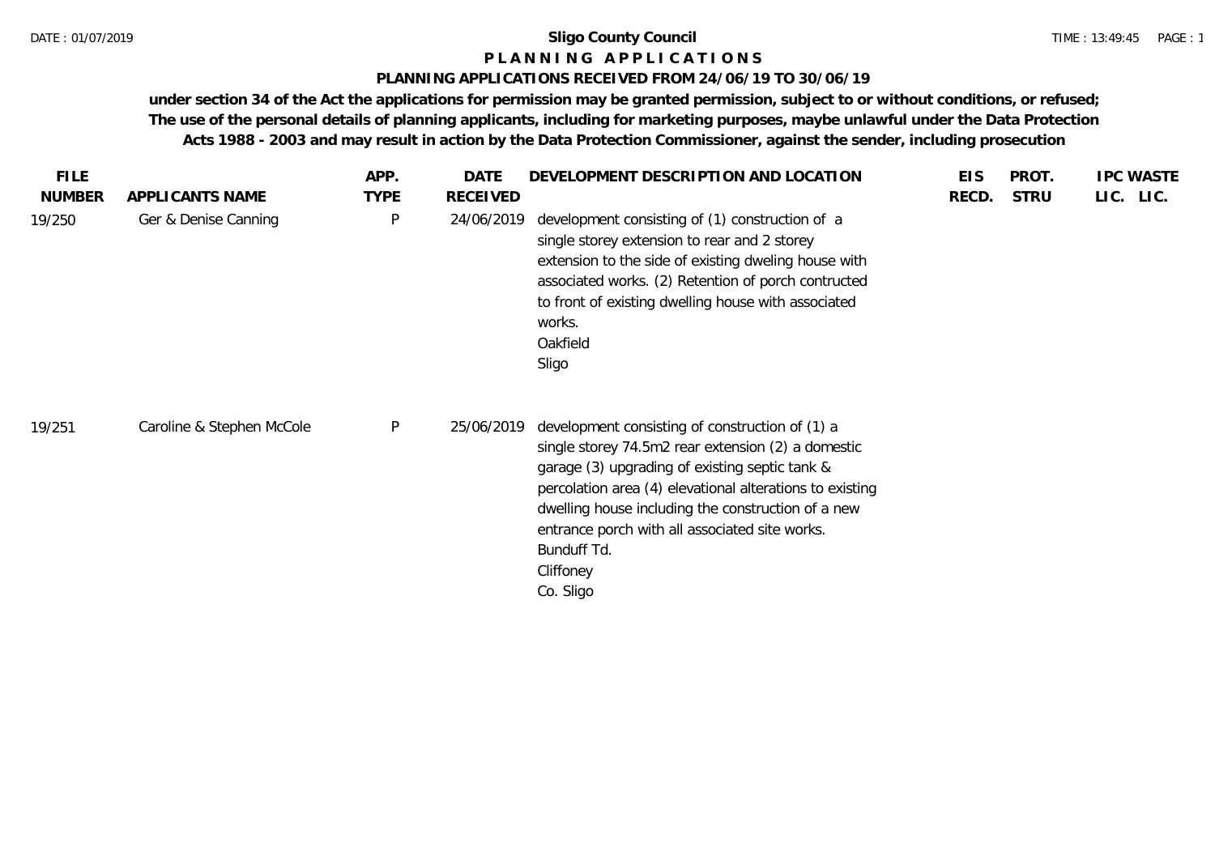# Sligo County Council

## P L A N N I N G   A P P L I C A T I O N S

### PLANNING APPLICATIONS RECEIVED FROM 24/06/19 TO 30/06/19

**under section 34 of the Act the applications for permission may be granted permission, subject to or without conditions, or refused; The use of the personal details of planning applicants, including for marketing purposes, maybe unlawful under the Data Protection Acts 1988 - 2003 and may result in action by the Data Protection Commissioner, against the sender, including prosecution**

| FILE NUMBER | APPLICANTS NAME | APP. TYPE | DATE RECEIVED | DEVELOPMENT DESCRIPTION AND LOCATION | EIS RECD. | PROT. STRU | IPC LIC. | WASTE LIC. |
|---|---|---|---|---|---|---|---|---|
| 19/250 | Ger & Denise Canning | P | 24/06/2019 | development consisting of (1) construction of a single storey extension to rear and 2 storey extension to the side of existing dweling house with associated works. (2) Retention of porch contructed to front of existing dwelling house with associated works. Oakfield Sligo | | | | |
| 19/251 | Caroline & Stephen McCole | P | 25/06/2019 | development consisting of construction of (1) a single storey 74.5m2 rear extension (2) a domestic garage (3) upgrading of existing septic tank & percolation area (4) elevational alterations to existing dwelling house including the construction of a new entrance porch with all associated site works. Bunduff Td. Cliffoney Co. Sligo | | | | |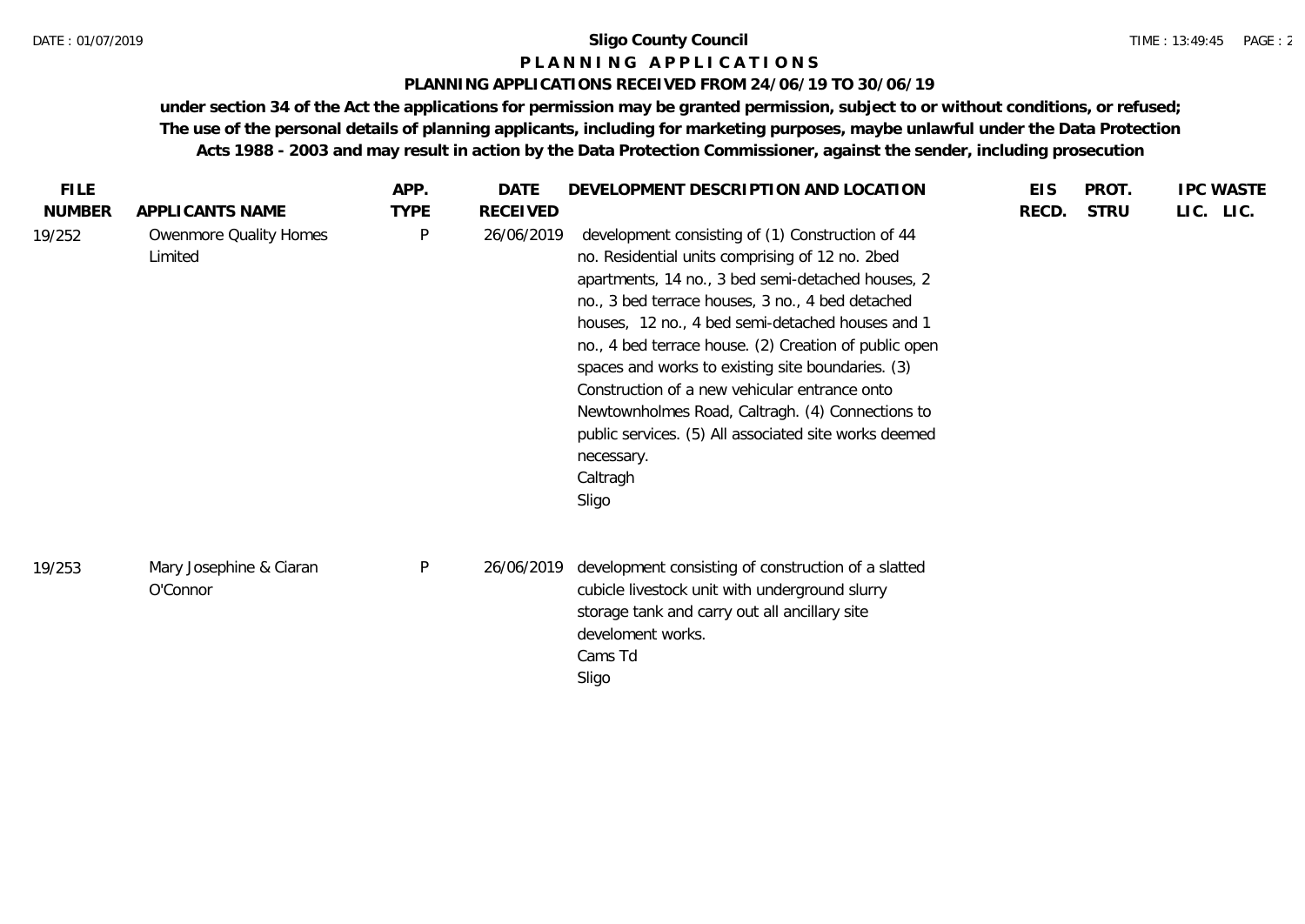**Sligo County Council**

**P L A N N I N G   A P P L I C A T I O N S**

**PLANNING APPLICATIONS RECEIVED FROM 24/06/19 TO 30/06/19**

**under section 34 of the Act the applications for permission may be granted permission, subject to or without conditions, or refused; The use of the personal details of planning applicants, including for marketing purposes, maybe unlawful under the Data Protection Acts 1988 - 2003 and may result in action by the Data Protection Commissioner, against the sender, including prosecution**

| FILE NUMBER | APPLICANTS NAME | APP. TYPE | DATE RECEIVED | DEVELOPMENT DESCRIPTION AND LOCATION | EIS RECD. | PROT. STRU | IPC LIC. | WASTE LIC. |
|---|---|---|---|---|---|---|---|---|
| 19/252 | Owenmore Quality Homes Limited | P | 26/06/2019 | development consisting of (1) Construction of 44 no. Residential units comprising of 12 no. 2bed apartments, 14 no., 3 bed semi-detached houses, 2 no., 3 bed terrace houses, 3 no., 4 bed detached houses, 12 no., 4 bed semi-detached houses and 1 no., 4 bed terrace house. (2) Creation of public open spaces and works to existing site boundaries. (3) Construction of a new vehicular entrance onto Newtownholmes Road, Caltragh. (4) Connections to public services. (5) All associated site works deemed necessary.<br>Caltragh<br>Sligo | | | | |
| 19/253 | Mary Josephine & Ciaran O'Connor | P | 26/06/2019 | development consisting of construction of a slatted cubicle livestock unit with underground slurry storage tank and carry out all ancillary site develoment works.<br>Cams Td<br>Sligo | | | | |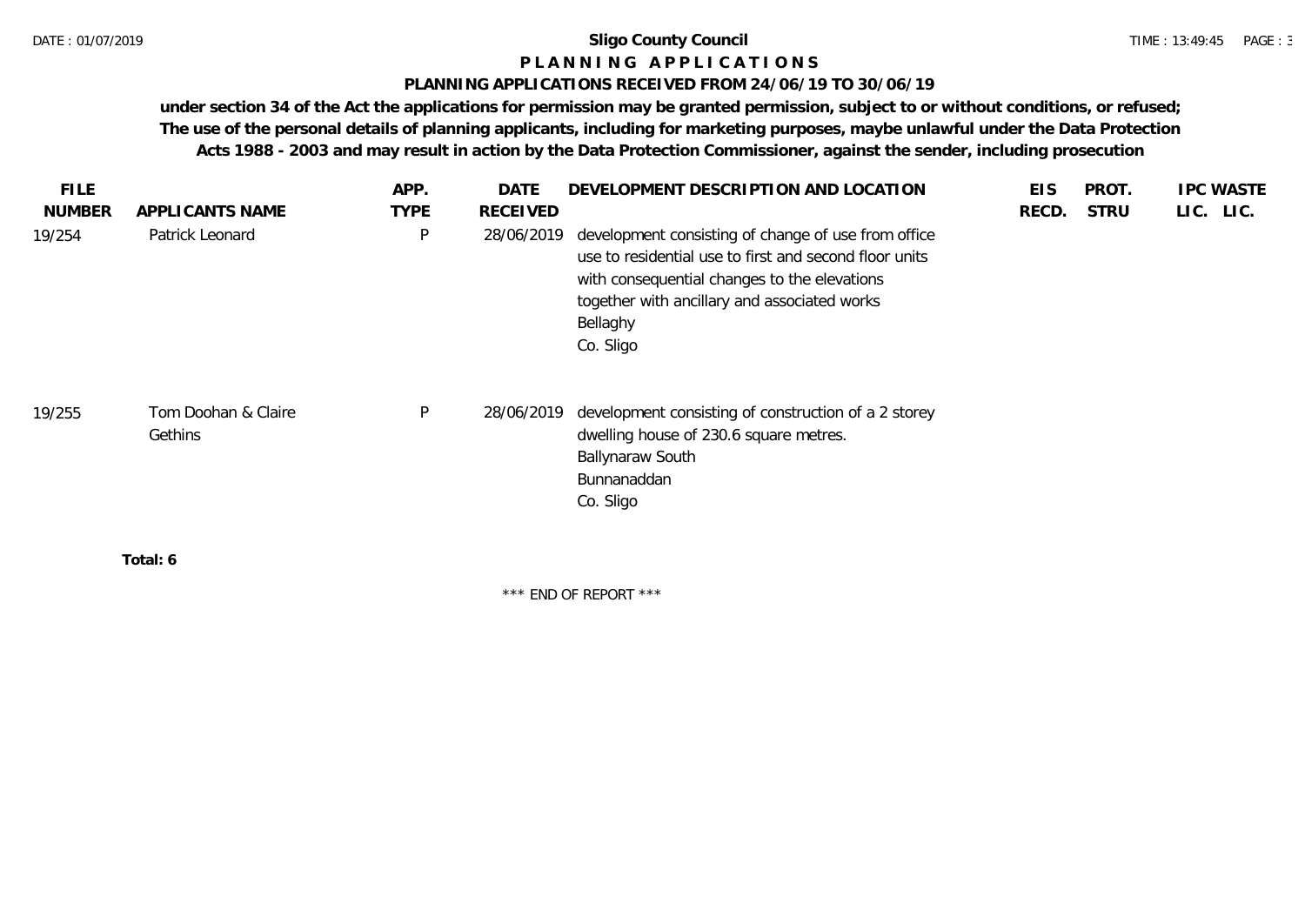# Sligo County Council

## P L A N N I N G   A P P L I C A T I O N S

### PLANNING APPLICATIONS RECEIVED FROM 24/06/19 TO 30/06/19

**under section 34 of the Act the applications for permission may be granted permission, subject to or without conditions, or refused; The use of the personal details of planning applicants, including for marketing purposes, maybe unlawful under the Data Protection Acts 1988 - 2003 and may result in action by the Data Protection Commissioner, against the sender, including prosecution**

| FILE NUMBER | APPLICANTS NAME | APP. TYPE | DATE RECEIVED | DEVELOPMENT DESCRIPTION AND LOCATION | EIS RECD. | PROT. STRU | IPC LIC. | WASTE LIC. |
|---|---|---|---|---|---|---|---|---|
| 19/254 | Patrick Leonard | P | 28/06/2019 | development consisting of change of use from office use to residential use to first and second floor units with consequential changes to the elevations together with ancillary and associated works<br>Bellaghy<br>Co. Sligo | | | | |
| 19/255 | Tom Doohan & Claire Gethins | P | 28/06/2019 | development consisting of construction of a 2 storey dwelling house of 230.6 square metres.<br>Ballynaraw South<br>Bunnanaddan<br>Co. Sligo | | | | |

**Total: 6**

\*\*\* END OF REPORT \*\*\*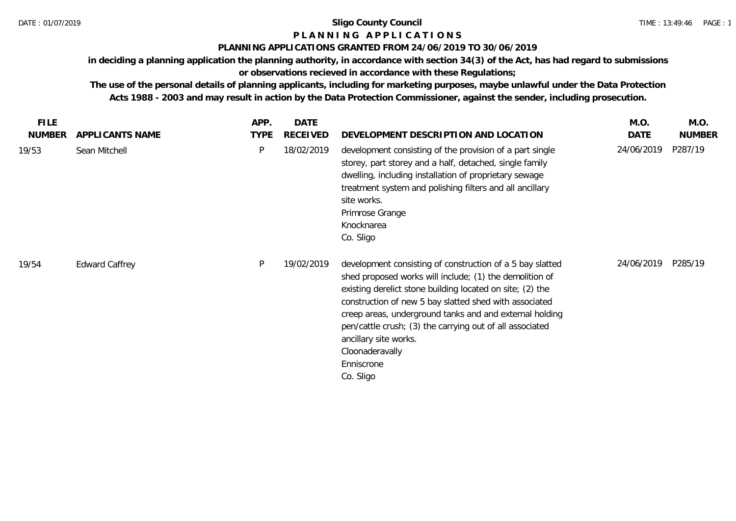**Sligo County Council**

**P L A N N I N G   A P P L I C A T I O N S**

**PLANNING APPLICATIONS GRANTED FROM 24/06/2019 TO 30/06/2019**

**in deciding a planning application the planning authority, in accordance with section 34(3) of the Act, has had regard to submissions or observations recieved in accordance with these Regulations;**

**The use of the personal details of planning applicants, including for marketing purposes, maybe unlawful under the Data Protection Acts 1988 - 2003 and may result in action by the Data Protection Commissioner, against the sender, including prosecution.**

| FILE NUMBER | APPLICANTS NAME | APP. TYPE | DATE RECEIVED | DEVELOPMENT DESCRIPTION AND LOCATION | M.O. DATE | M.O. NUMBER |
|---|---|---|---|---|---|---|
| 19/53 | Sean Mitchell | P | 18/02/2019 | development consisting of the provision of a part single storey, part storey and a half, detached, single family dwelling, including installation of proprietary sewage treatment system and polishing filters and all ancillary site works.<br>Primrose Grange<br>Knocknarea<br>Co. Sligo | 24/06/2019 | P287/19 |
| 19/54 | Edward Caffrey | P | 19/02/2019 | development consisting of construction of a 5 bay slatted shed proposed works will include; (1) the demolition of existing derelict stone building located on site; (2) the construction of new 5 bay slatted shed with associated creep areas, underground tanks and and external holding pen/cattle crush; (3) the carrying out of all associated ancillary site works.<br>Cloonaderavally<br>Enniscrone<br>Co. Sligo | 24/06/2019 | P285/19 |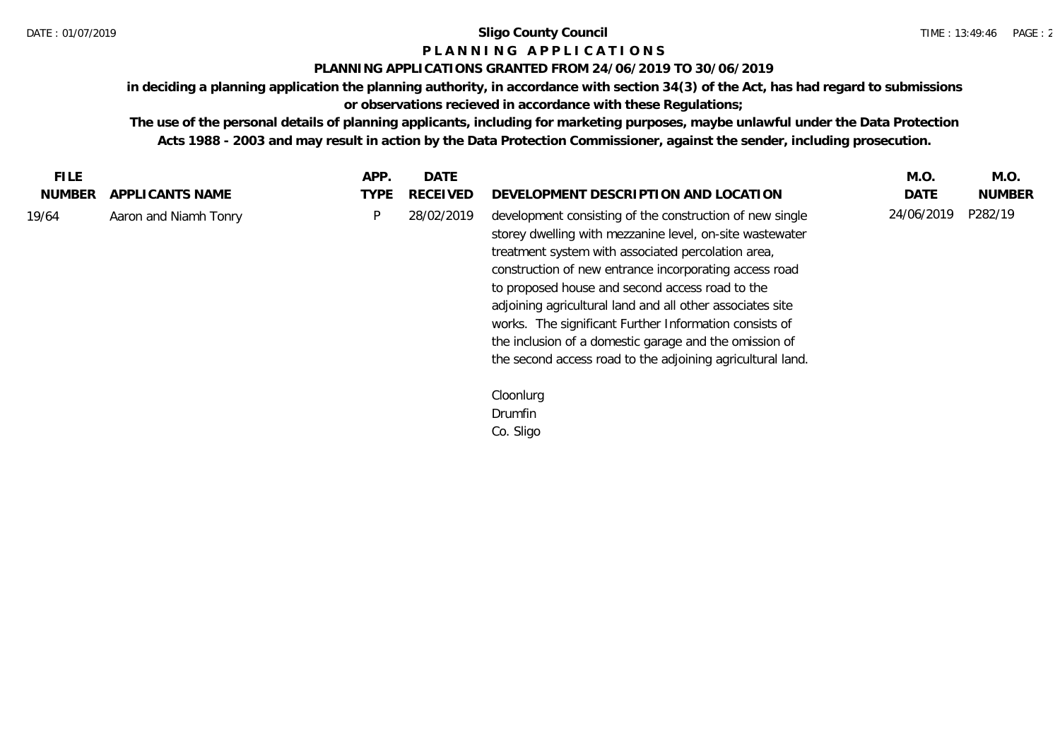**Sligo County Council**

**P L A N N I N G  A P P L I C A T I O N S**

**PLANNING APPLICATIONS GRANTED FROM 24/06/2019 TO 30/06/2019**

**in deciding a planning application the planning authority, in accordance with section 34(3) of the Act, has had regard to submissions or observations recieved in accordance with these Regulations;**

**The use of the personal details of planning applicants, including for marketing purposes, maybe unlawful under the Data Protection Acts 1988 - 2003 and may result in action by the Data Protection Commissioner, against the sender, including prosecution.**

| FILE NUMBER | APPLICANTS NAME | APP. TYPE | DATE RECEIVED | DEVELOPMENT DESCRIPTION AND LOCATION | M.O. DATE | M.O. NUMBER |
|---|---|---|---|---|---|---|
| 19/64 | Aaron and Niamh Tonry | P | 28/02/2019 | development consisting of the construction of new single storey dwelling with mezzanine level, on-site wastewater treatment system with associated percolation area, construction of new entrance incorporating access road to proposed house and second access road to the adjoining agricultural land and all other associates site works. The significant Further Information consists of the inclusion of a domestic garage and the omission of the second access road to the adjoining agricultural land.<br><br>Cloonlurg<br>Drumfin<br>Co. Sligo | 24/06/2019 | P282/19 |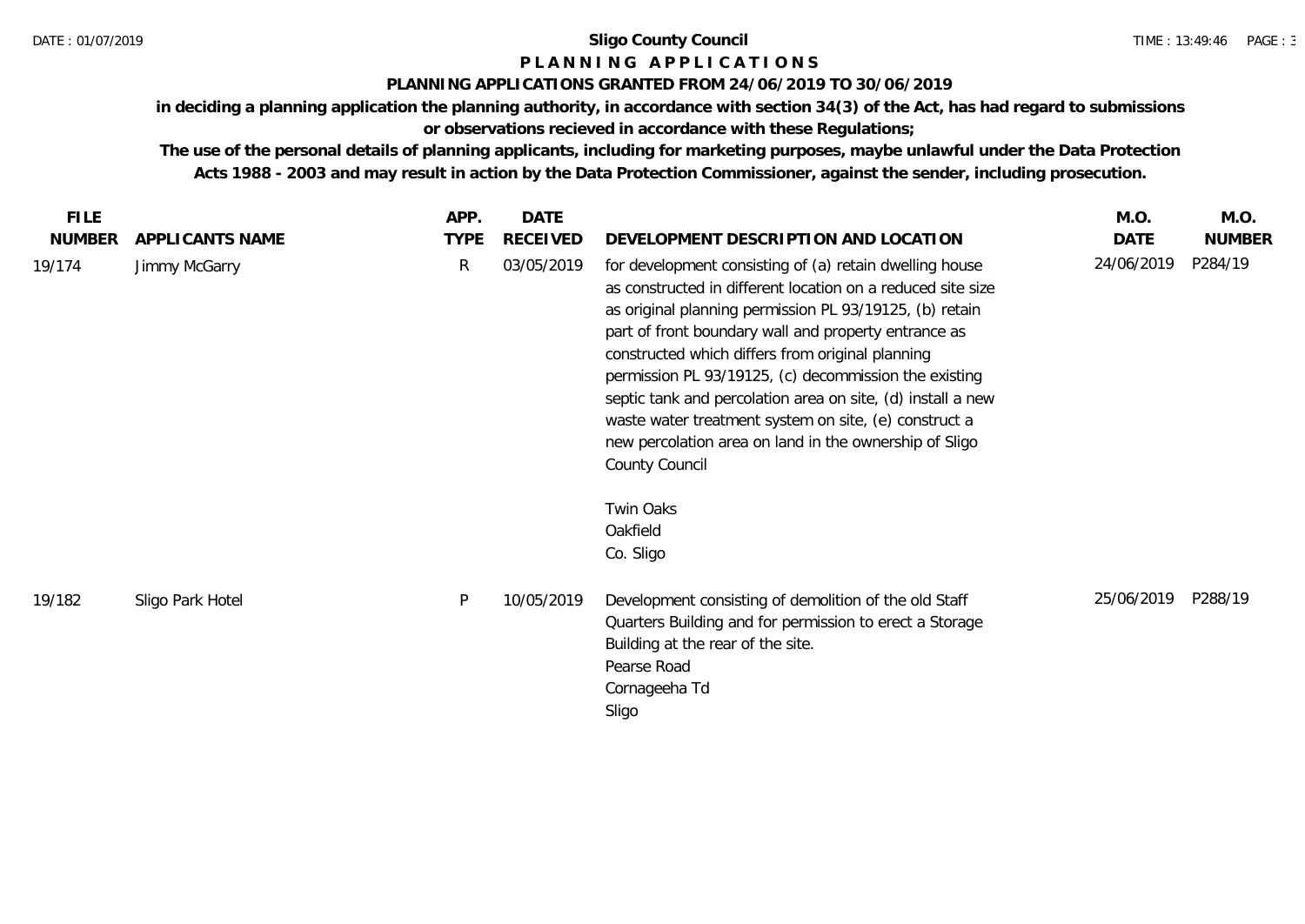**Sligo County Council**

**P L A N N I N G   A P P L I C A T I O N S**

**PLANNING APPLICATIONS GRANTED FROM 24/06/2019 TO 30/06/2019**

**in deciding a planning application the planning authority, in accordance with section 34(3) of the Act, has had regard to submissions or observations recieved in accordance with these Regulations;**

**The use of the personal details of planning applicants, including for marketing purposes, maybe unlawful under the Data Protection Acts 1988 - 2003 and may result in action by the Data Protection Commissioner, against the sender, including prosecution.**

| FILE NUMBER | APPLICANTS NAME | APP. TYPE | DATE RECEIVED | DEVELOPMENT DESCRIPTION AND LOCATION | M.O. DATE | M.O. NUMBER |
|---|---|---|---|---|---|---|
| 19/174 | Jimmy McGarry | R | 03/05/2019 | for development consisting of (a) retain dwelling house as constructed in different location on a reduced site size as original planning permission PL 93/19125, (b) retain part of front boundary wall and property entrance as constructed which differs from original planning permission PL 93/19125, (c) decommission the existing septic tank and percolation area on site, (d) install a new waste water treatment system on site, (e) construct a new percolation area on land in the ownership of Sligo County Council<br><br>Twin Oaks<br>Oakfield<br>Co. Sligo | 24/06/2019 | P284/19 |
| 19/182 | Sligo Park Hotel | P | 10/05/2019 | Development consisting of demolition of the old Staff Quarters Building and for permission to erect a Storage Building at the rear of the site.<br>Pearse Road<br>Cornageeha Td<br>Sligo | 25/06/2019 | P288/19 |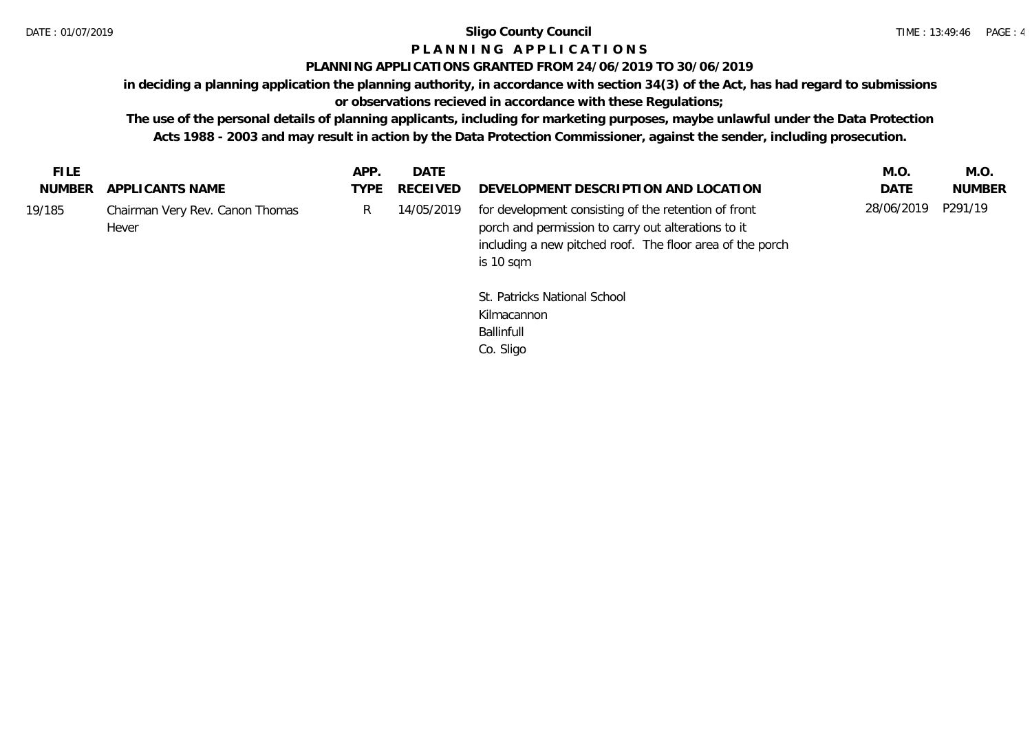**Sligo County Council**

**P L A N N I N G   A P P L I C A T I O N S**

**PLANNING APPLICATIONS GRANTED FROM 24/06/2019 TO 30/06/2019**

**in deciding a planning application the planning authority, in accordance with section 34(3) of the Act, has had regard to submissions or observations recieved in accordance with these Regulations;**

**The use of the personal details of planning applicants, including for marketing purposes, maybe unlawful under the Data Protection Acts 1988 - 2003 and may result in action by the Data Protection Commissioner, against the sender, including prosecution.**

| FILE NUMBER | APPLICANTS NAME | APP. TYPE | DATE RECEIVED | DEVELOPMENT DESCRIPTION AND LOCATION | M.O. DATE | M.O. NUMBER |
|---|---|---|---|---|---|---|
| 19/185 | Chairman Very Rev. Canon Thomas Hever | R | 14/05/2019 | for development consisting of the retention of front porch and permission to carry out alterations to it including a new pitched roof. The floor area of the porch is 10 sqm<br><br>St. Patricks National School<br>Kilmacannon<br>Ballinfull<br>Co. Sligo | 28/06/2019 | P291/19 |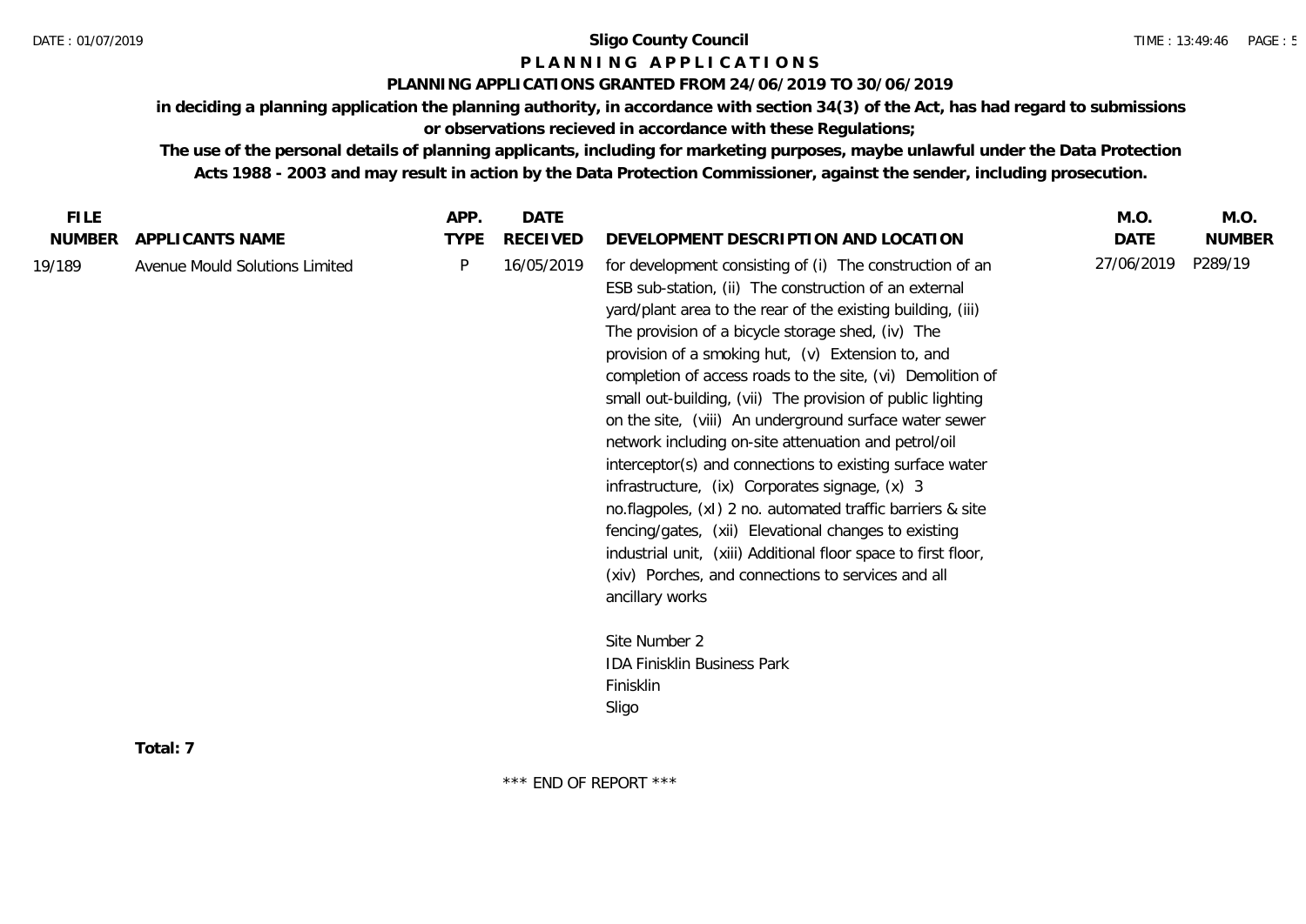**Sligo County Council**

**P L A N N I N G   A P P L I C A T I O N S**

**PLANNING APPLICATIONS GRANTED FROM 24/06/2019 TO 30/06/2019**

**in deciding a planning application the planning authority, in accordance with section 34(3) of the Act, has had regard to submissions or observations recieved in accordance with these Regulations;**

**The use of the personal details of planning applicants, including for marketing purposes, maybe unlawful under the Data Protection Acts 1988 - 2003 and may result in action by the Data Protection Commissioner, against the sender, including prosecution.**

| FILE NUMBER | APPLICANTS NAME | APP. TYPE | DATE RECEIVED | DEVELOPMENT DESCRIPTION AND LOCATION | M.O. DATE | M.O. NUMBER |
|---|---|---|---|---|---|---|
| 19/189 | Avenue Mould Solutions Limited | P | 16/05/2019 | for development consisting of (i) The construction of an ESB sub-station, (ii) The construction of an external yard/plant area to the rear of the existing building, (iii) The provision of a bicycle storage shed, (iv) The provision of a smoking hut, (v) Extension to, and completion of access roads to the site, (vi) Demolition of small out-building, (vii) The provision of public lighting on the site, (viii) An underground surface water sewer network including on-site attenuation and petrol/oil interceptor(s) and connections to existing surface water infrastructure, (ix) Corporates signage, (x) 3 no.flagpoles, (xI) 2 no. automated traffic barriers & site fencing/gates, (xii) Elevational changes to existing industrial unit, (xiii) Additional floor space to first floor, (xiv) Porches, and connections to services and all ancillary works<br><br>Site Number 2<br>IDA Finisklin Business Park<br>Finisklin<br>Sligo | 27/06/2019 | P289/19 |

**Total: 7**

\*\*\* END OF REPORT \*\*\*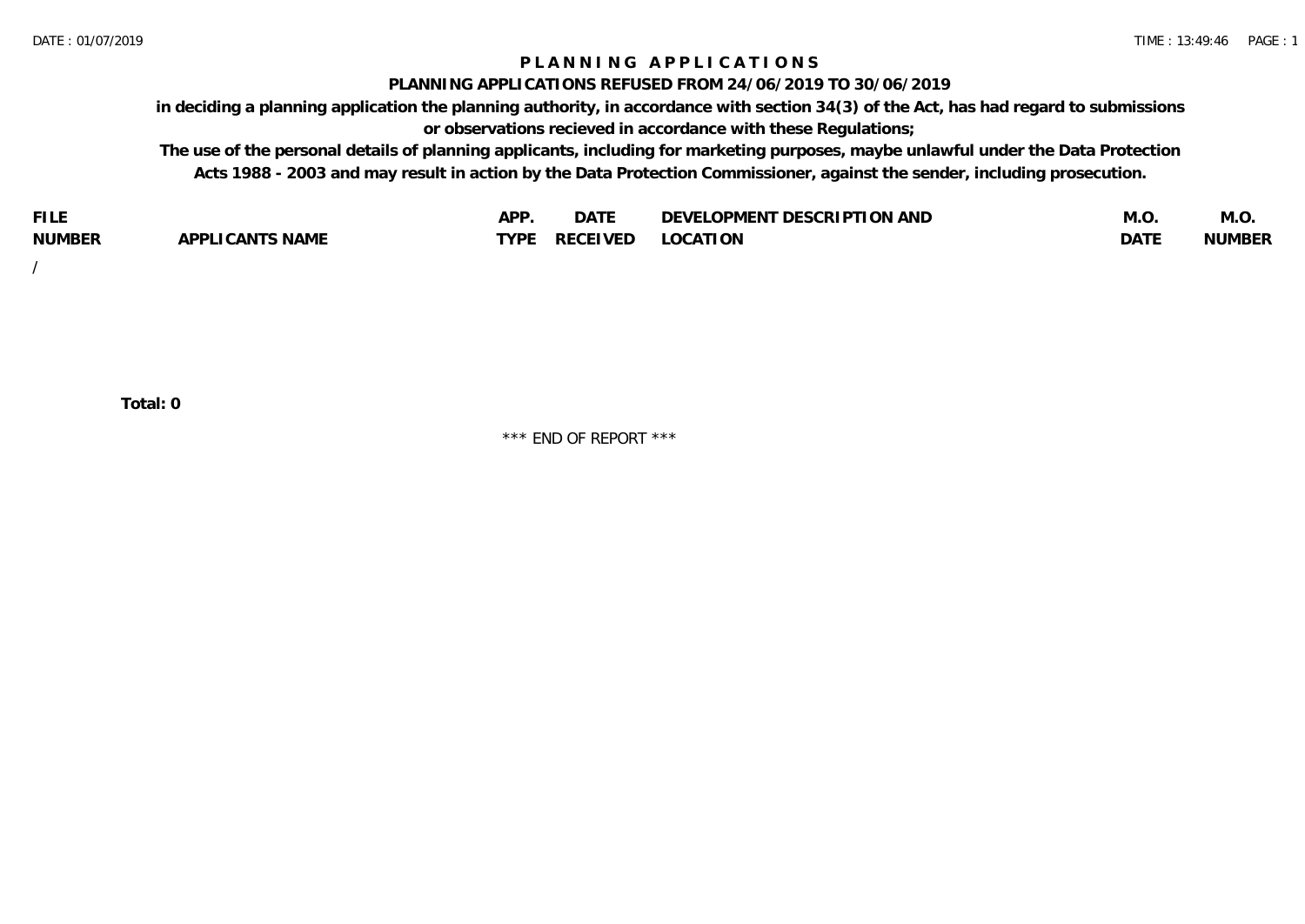# PLANNING APPLICATIONS

## PLANNING APPLICATIONS REFUSED FROM 24/06/2019 TO 30/06/2019

**in deciding a planning application the planning authority, in accordance with section 34(3) of the Act, has had regard to submissions or observations recieved in accordance with these Regulations;**

**The use of the personal details of planning applicants, including for marketing purposes, maybe unlawful under the Data Protection Acts 1988 - 2003 and may result in action by the Data Protection Commissioner, against the sender, including prosecution.**

| FILE NUMBER | APPLICANTS NAME | APP. TYPE | DATE RECEIVED | DEVELOPMENT DESCRIPTION AND LOCATION | M.O. DATE | M.O. NUMBER |
|---|---|---|---|---|---|---|
| / | | | | | | |

**Total: 0**

\*\*\* END OF REPORT \*\*\*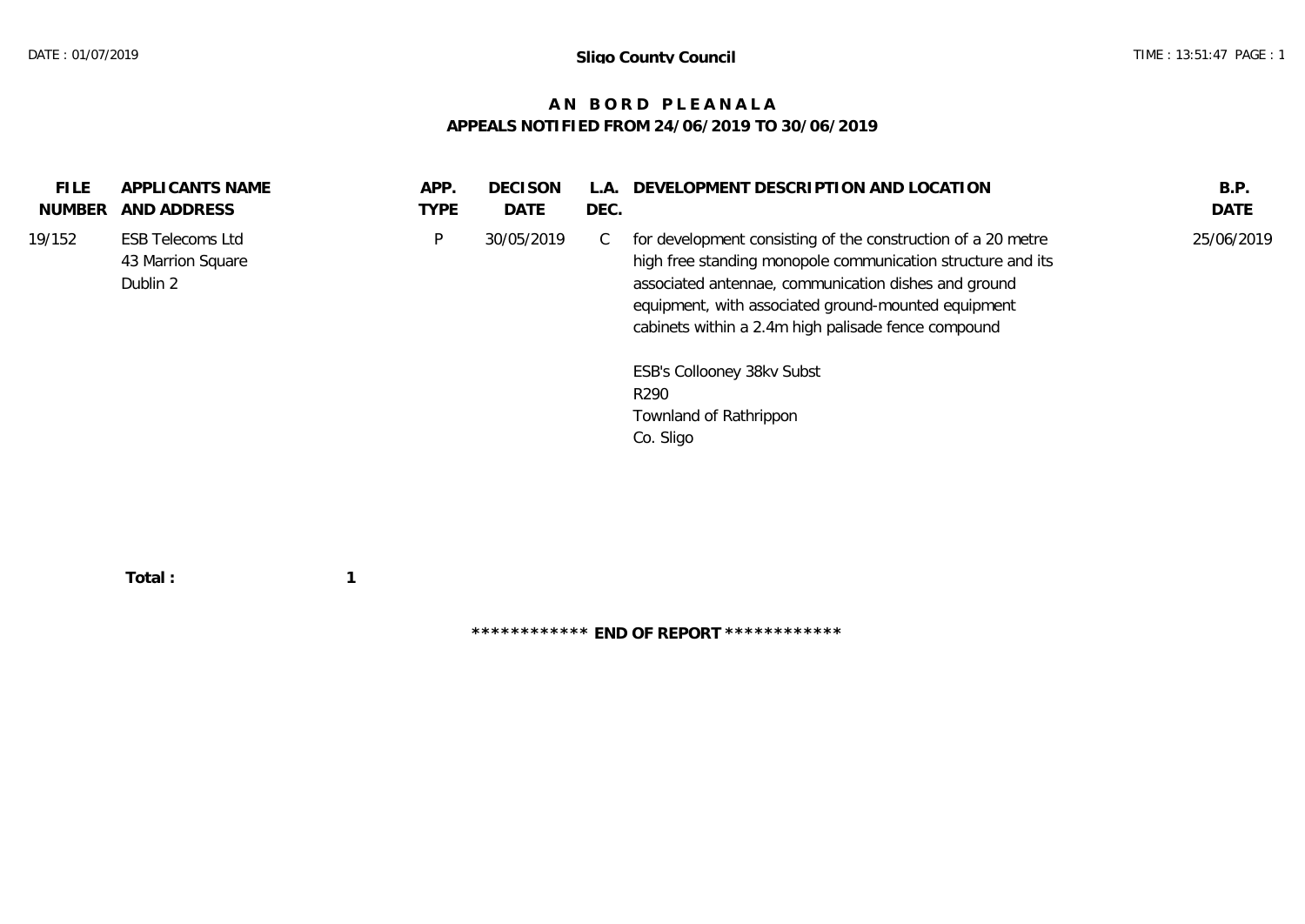**Sligo County Council**

# AN BORD PLEANALA

## APPEALS NOTIFIED FROM 24/06/2019 TO 30/06/2019

| FILE NUMBER | APPLICANTS NAME AND ADDRESS | APP. TYPE | DECISON DATE | L.A. DEC. | DEVELOPMENT DESCRIPTION AND LOCATION | B.P. DATE |
|---|---|---|---|---|---|---|
| 19/152 | ESB Telecoms Ltd<br>43 Marrion Square<br>Dublin 2 | P | 30/05/2019 | C | for development consisting of the construction of a 20 metre high free standing monopole communication structure and its associated antennae, communication dishes and ground equipment, with associated ground-mounted equipment cabinets within a 2.4m high palisade fence compound<br><br>ESB's Collooney 38kv Subst<br>R290<br>Townland of Rathrippon<br>Co. Sligo | 25/06/2019 |

**Total :** **1**

************ **END OF REPORT** ************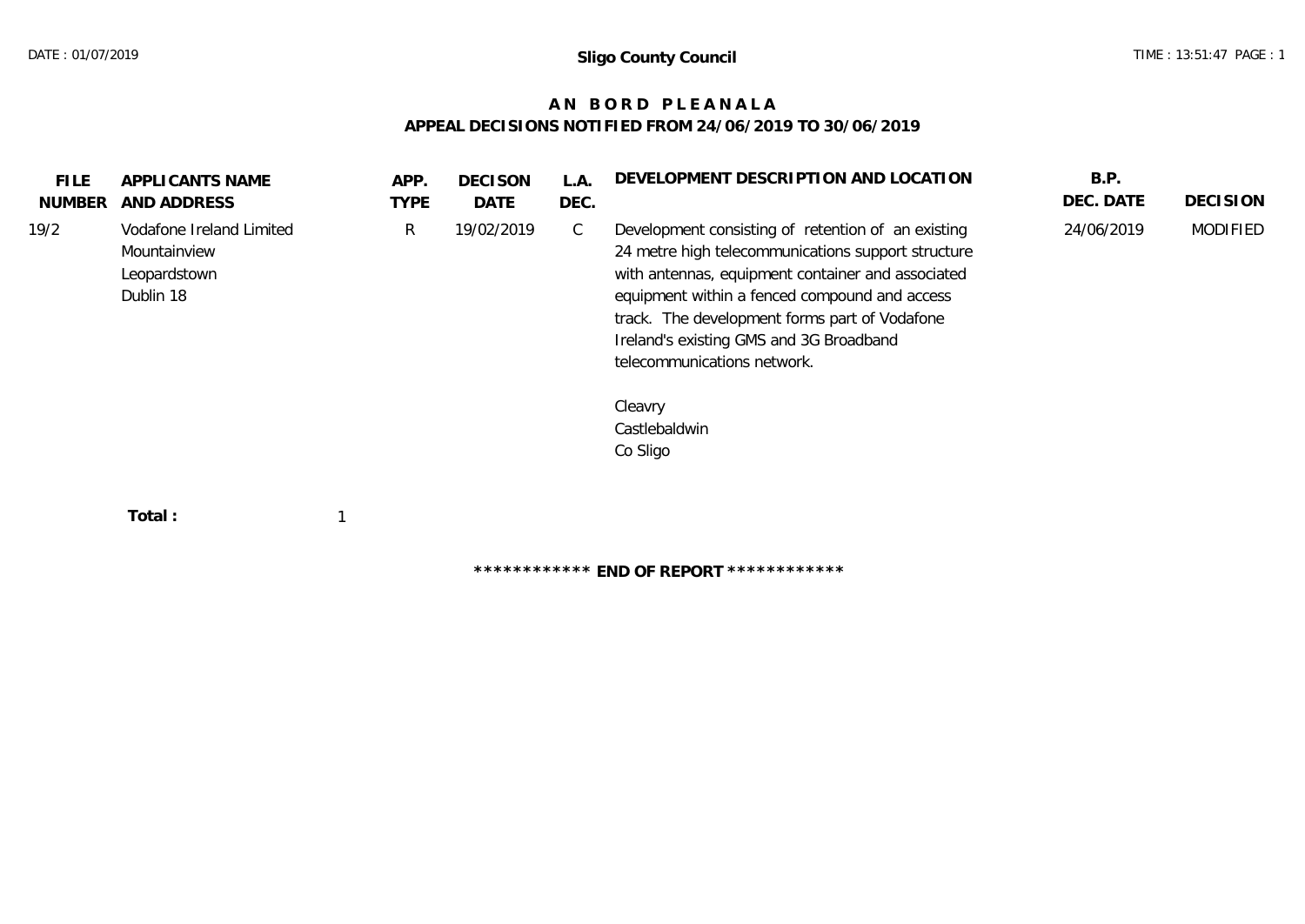Sligo County Council

# AN BORD PLEANALA

## APPEAL DECISIONS NOTIFIED FROM 24/06/2019 TO 30/06/2019

| FILE NUMBER | APPLICANTS NAME AND ADDRESS | APP. TYPE | DECISON DATE | L.A. DEC. | DEVELOPMENT DESCRIPTION AND LOCATION | B.P. DEC. DATE | DECISION |
|---|---|---|---|---|---|---|---|
| 19/2 | Vodafone Ireland Limited<br>Mountainview<br>Leopardstown<br>Dublin 18 | R | 19/02/2019 | C | Development consisting of retention of an existing 24 metre high telecommunications support structure with antennas, equipment container and associated equipment within a fenced compound and access track. The development forms part of Vodafone Ireland's existing GMS and 3G Broadband telecommunications network.<br><br>Cleavry<br>Castlebaldwin<br>Co Sligo | 24/06/2019 | MODIFIED |

**Total :** 1

************ **END OF REPORT** ************